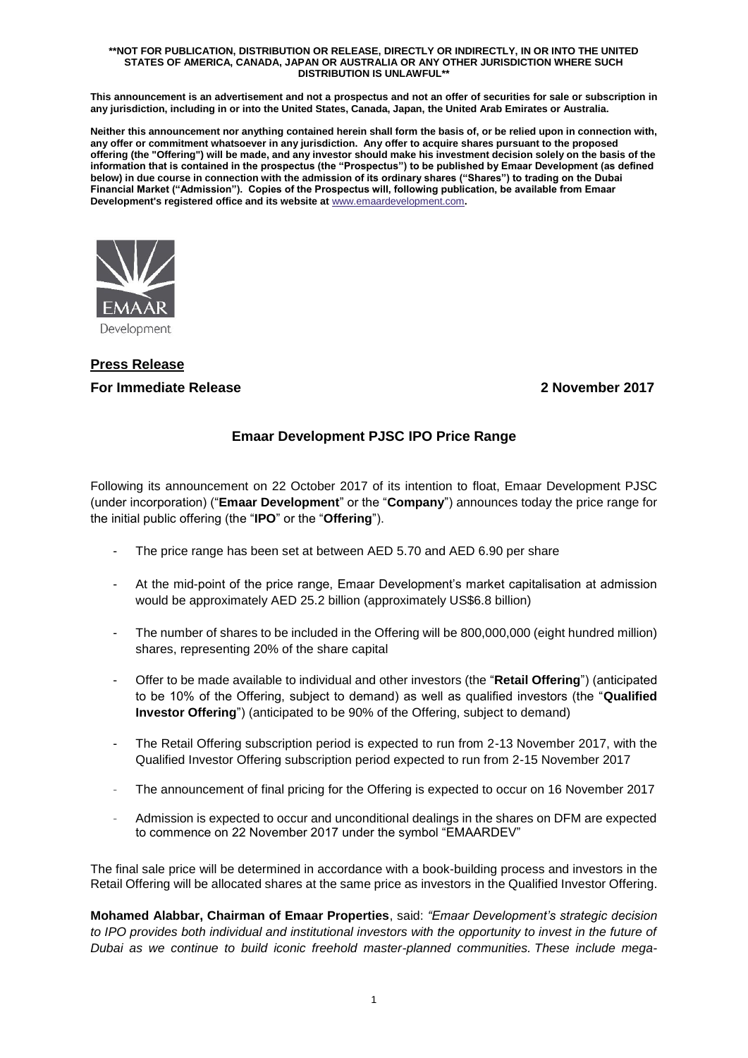**\*\*NOT FOR PUBLICATION, DISTRIBUTION OR RELEASE, DIRECTLY OR INDIRECTLY, IN OR INTO THE UNITED STATES OF AMERICA, CANADA, JAPAN OR AUSTRALIA OR ANY OTHER JURISDICTION WHERE SUCH DISTRIBUTION IS UNLAWFUL\*\***

**This announcement is an advertisement and not a prospectus and not an offer of securities for sale or subscription in any jurisdiction, including in or into the United States, Canada, Japan, the United Arab Emirates or Australia.**

**Neither this announcement nor anything contained herein shall form the basis of, or be relied upon in connection with, any offer or commitment whatsoever in any jurisdiction. Any offer to acquire shares pursuant to the proposed offering (the "Offering") will be made, and any investor should make his investment decision solely on the basis of the information that is contained in the prospectus (the "Prospectus") to be published by Emaar Development (as defined below) in due course in connection with the admission of its ordinary shares ("Shares") to trading on the Dubai Financial Market ("Admission"). Copies of the Prospectus will, following publication, be available from Emaar Development's registered office and its website at www.emaardevelopment.com.**

EMAAR Development

**Press Release**

**For Immediate Release** **2 November 2017**

## Emaar Development PJSC IPO Price Range

Following its announcement on 22 October 2017 of its intention to float, Emaar Development PJSC (under incorporation) ("**Emaar Development**" or the "**Company**") announces today the price range for the initial public offering (the "**IPO**" or the "**Offering**").

- The price range has been set at between AED 5.70 and AED 6.90 per share
- At the mid-point of the price range, Emaar Development's market capitalisation at admission would be approximately AED 25.2 billion (approximately US$6.8 billion)
- The number of shares to be included in the Offering will be 800,000,000 (eight hundred million) shares, representing 20% of the share capital
- Offer to be made available to individual and other investors (the "**Retail Offering**") (anticipated to be 10% of the Offering, subject to demand) as well as qualified investors (the "**Qualified Investor Offering**") (anticipated to be 90% of the Offering, subject to demand)
- The Retail Offering subscription period is expected to run from 2-13 November 2017, with the Qualified Investor Offering subscription period expected to run from 2-15 November 2017
- The announcement of final pricing for the Offering is expected to occur on 16 November 2017
- Admission is expected to occur and unconditional dealings in the shares on DFM are expected to commence on 22 November 2017 under the symbol "EMAARDEV"

The final sale price will be determined in accordance with a book-building process and investors in the Retail Offering will be allocated shares at the same price as investors in the Qualified Investor Offering.

**Mohamed Alabbar, Chairman of Emaar Properties**, said: *"Emaar Development's strategic decision to IPO provides both individual and institutional investors with the opportunity to invest in the future of Dubai as we continue to build iconic freehold master-planned communities. These include mega-*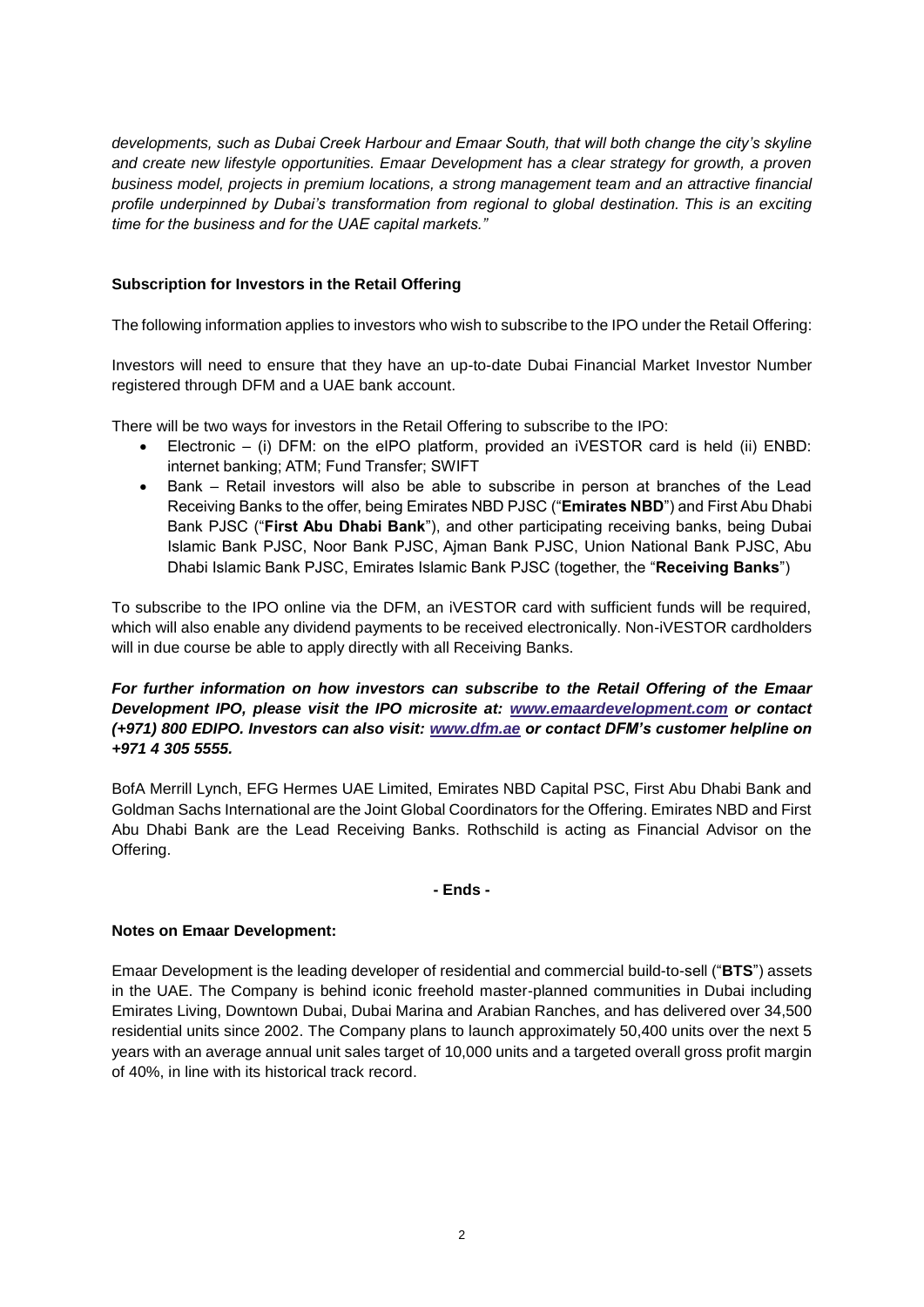*developments, such as Dubai Creek Harbour and Emaar South, that will both change the city's skyline and create new lifestyle opportunities. Emaar Development has a clear strategy for growth, a proven business model, projects in premium locations, a strong management team and an attractive financial profile underpinned by Dubai's transformation from regional to global destination. This is an exciting time for the business and for the UAE capital markets."*

**Subscription for Investors in the Retail Offering**

The following information applies to investors who wish to subscribe to the IPO under the Retail Offering:

Investors will need to ensure that they have an up-to-date Dubai Financial Market Investor Number registered through DFM and a UAE bank account.

There will be two ways for investors in the Retail Offering to subscribe to the IPO:

- Electronic – (i) DFM: on the eIPO platform, provided an iVESTOR card is held (ii) ENBD: internet banking; ATM; Fund Transfer; SWIFT
- Bank – Retail investors will also be able to subscribe in person at branches of the Lead Receiving Banks to the offer, being Emirates NBD PJSC ("**Emirates NBD**") and First Abu Dhabi Bank PJSC ("**First Abu Dhabi Bank**"), and other participating receiving banks, being Dubai Islamic Bank PJSC, Noor Bank PJSC, Ajman Bank PJSC, Union National Bank PJSC, Abu Dhabi Islamic Bank PJSC, Emirates Islamic Bank PJSC (together, the "**Receiving Banks**")

To subscribe to the IPO online via the DFM, an iVESTOR card with sufficient funds will be required, which will also enable any dividend payments to be received electronically. Non-iVESTOR cardholders will in due course be able to apply directly with all Receiving Banks.

***For further information on how investors can subscribe to the Retail Offering of the Emaar Development IPO, please visit the IPO microsite at: www.emaardevelopment.com or contact (+971) 800 EDIPO. Investors can also visit: www.dfm.ae or contact DFM's customer helpline on +971 4 305 5555.***

BofA Merrill Lynch, EFG Hermes UAE Limited, Emirates NBD Capital PSC, First Abu Dhabi Bank and Goldman Sachs International are the Joint Global Coordinators for the Offering. Emirates NBD and First Abu Dhabi Bank are the Lead Receiving Banks. Rothschild is acting as Financial Advisor on the Offering.

**- Ends -**

**Notes on Emaar Development:**

Emaar Development is the leading developer of residential and commercial build-to-sell ("**BTS**") assets in the UAE. The Company is behind iconic freehold master-planned communities in Dubai including Emirates Living, Downtown Dubai, Dubai Marina and Arabian Ranches, and has delivered over 34,500 residential units since 2002. The Company plans to launch approximately 50,400 units over the next 5 years with an average annual unit sales target of 10,000 units and a targeted overall gross profit margin of 40%, in line with its historical track record.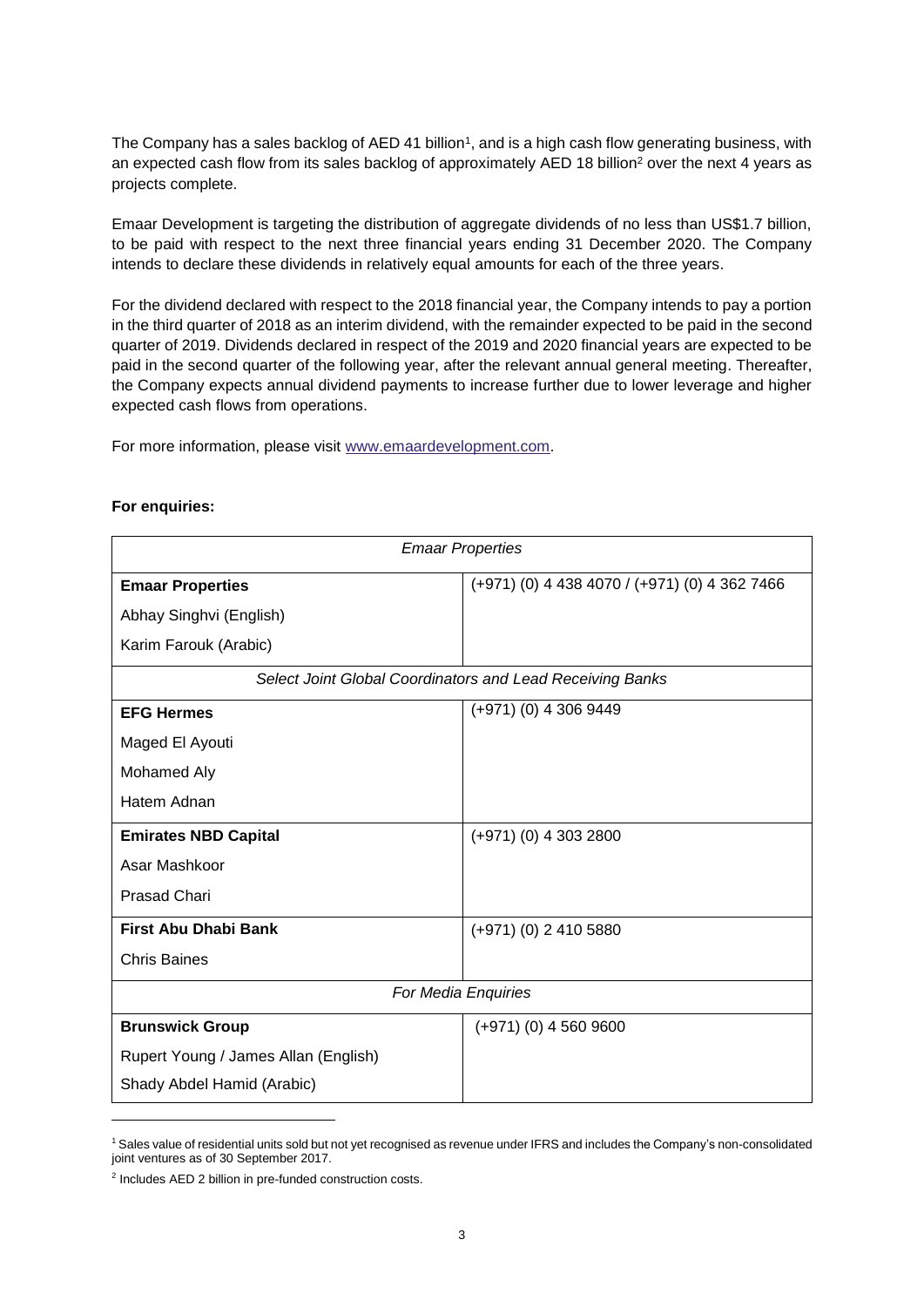The Company has a sales backlog of AED 41 billion[1], and is a high cash flow generating business, with an expected cash flow from its sales backlog of approximately AED 18 billion[2] over the next 4 years as projects complete.

Emaar Development is targeting the distribution of aggregate dividends of no less than US$1.7 billion, to be paid with respect to the next three financial years ending 31 December 2020. The Company intends to declare these dividends in relatively equal amounts for each of the three years.

For the dividend declared with respect to the 2018 financial year, the Company intends to pay a portion in the third quarter of 2018 as an interim dividend, with the remainder expected to be paid in the second quarter of 2019. Dividends declared in respect of the 2019 and 2020 financial years are expected to be paid in the second quarter of the following year, after the relevant annual general meeting. Thereafter, the Company expects annual dividend payments to increase further due to lower leverage and higher expected cash flows from operations.

For more information, please visit www.emaardevelopment.com.

**For enquiries:**

| *Emaar Properties* | |
|---|---|
| **Emaar Properties**<br>Abhay Singhvi (English)<br>Karim Farouk (Arabic) | (+971) (0) 4 438 4070 / (+971) (0) 4 362 7466 |
| *Select Joint Global Coordinators and Lead Receiving Banks* | |
| **EFG Hermes**<br>Maged El Ayouti<br>Mohamed Aly<br>Hatem Adnan | (+971) (0) 4 306 9449 |
| **Emirates NBD Capital**<br>Asar Mashkoor<br>Prasad Chari | (+971) (0) 4 303 2800 |
| **First Abu Dhabi Bank**<br>Chris Baines | (+971) (0) 2 410 5880 |
| *For Media Enquiries* | |
| **Brunswick Group**<br>Rupert Young / James Allan (English)<br>Shady Abdel Hamid (Arabic) | (+971) (0) 4 560 9600 |

[1] Sales value of residential units sold but not yet recognised as revenue under IFRS and includes the Company's non-consolidated joint ventures as of 30 September 2017.

[2] Includes AED 2 billion in pre-funded construction costs.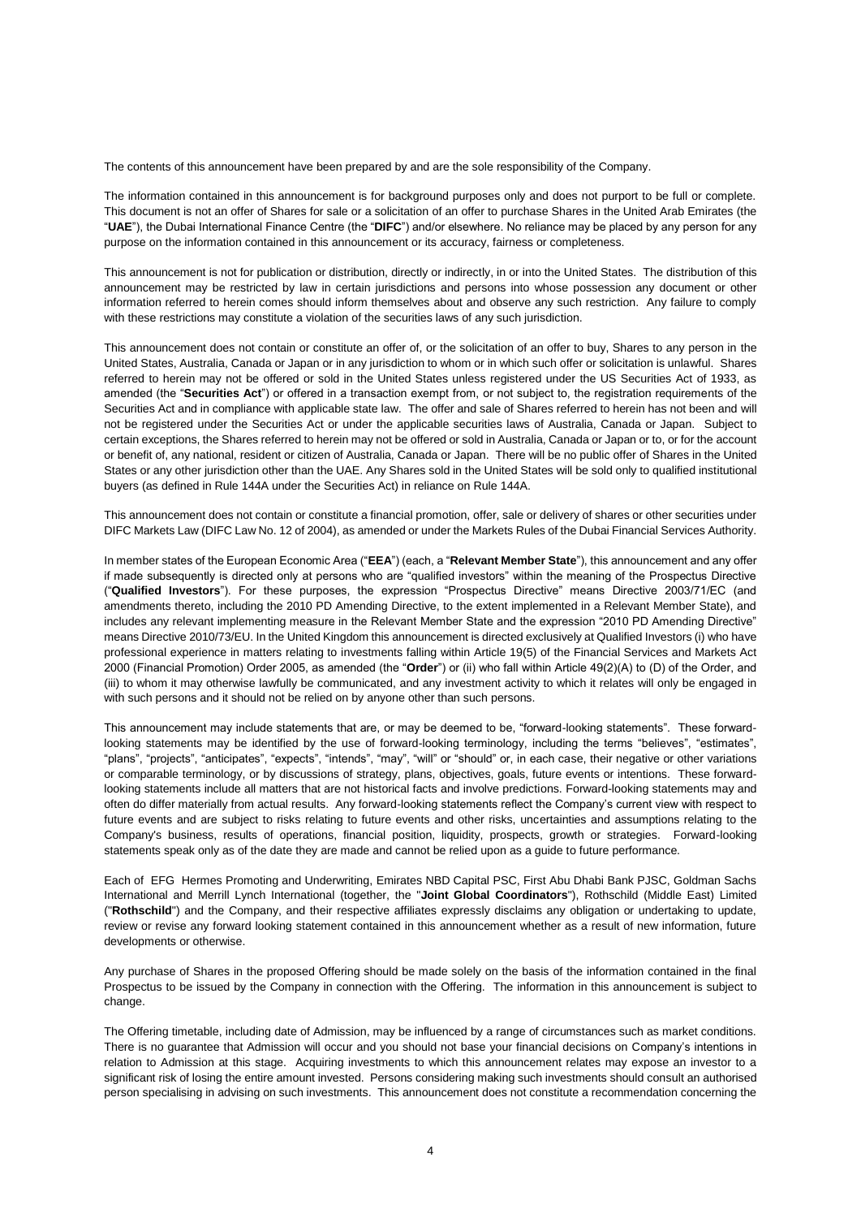The contents of this announcement have been prepared by and are the sole responsibility of the Company.

The information contained in this announcement is for background purposes only and does not purport to be full or complete. This document is not an offer of Shares for sale or a solicitation of an offer to purchase Shares in the United Arab Emirates (the "**UAE**"), the Dubai International Finance Centre (the "**DIFC**") and/or elsewhere. No reliance may be placed by any person for any purpose on the information contained in this announcement or its accuracy, fairness or completeness.

This announcement is not for publication or distribution, directly or indirectly, in or into the United States. The distribution of this announcement may be restricted by law in certain jurisdictions and persons into whose possession any document or other information referred to herein comes should inform themselves about and observe any such restriction. Any failure to comply with these restrictions may constitute a violation of the securities laws of any such jurisdiction.

This announcement does not contain or constitute an offer of, or the solicitation of an offer to buy, Shares to any person in the United States, Australia, Canada or Japan or in any jurisdiction to whom or in which such offer or solicitation is unlawful. Shares referred to herein may not be offered or sold in the United States unless registered under the US Securities Act of 1933, as amended (the "**Securities Act**") or offered in a transaction exempt from, or not subject to, the registration requirements of the Securities Act and in compliance with applicable state law. The offer and sale of Shares referred to herein has not been and will not be registered under the Securities Act or under the applicable securities laws of Australia, Canada or Japan. Subject to certain exceptions, the Shares referred to herein may not be offered or sold in Australia, Canada or Japan or to, or for the account or benefit of, any national, resident or citizen of Australia, Canada or Japan. There will be no public offer of Shares in the United States or any other jurisdiction other than the UAE. Any Shares sold in the United States will be sold only to qualified institutional buyers (as defined in Rule 144A under the Securities Act) in reliance on Rule 144A.

This announcement does not contain or constitute a financial promotion, offer, sale or delivery of shares or other securities under DIFC Markets Law (DIFC Law No. 12 of 2004), as amended or under the Markets Rules of the Dubai Financial Services Authority.

In member states of the European Economic Area ("**EEA**") (each, a "**Relevant Member State**"), this announcement and any offer if made subsequently is directed only at persons who are "qualified investors" within the meaning of the Prospectus Directive ("**Qualified Investors**"). For these purposes, the expression "Prospectus Directive" means Directive 2003/71/EC (and amendments thereto, including the 2010 PD Amending Directive, to the extent implemented in a Relevant Member State), and includes any relevant implementing measure in the Relevant Member State and the expression "2010 PD Amending Directive" means Directive 2010/73/EU. In the United Kingdom this announcement is directed exclusively at Qualified Investors (i) who have professional experience in matters relating to investments falling within Article 19(5) of the Financial Services and Markets Act 2000 (Financial Promotion) Order 2005, as amended (the "**Order**") or (ii) who fall within Article 49(2)(A) to (D) of the Order, and (iii) to whom it may otherwise lawfully be communicated, and any investment activity to which it relates will only be engaged in with such persons and it should not be relied on by anyone other than such persons.

This announcement may include statements that are, or may be deemed to be, "forward-looking statements". These forward-looking statements may be identified by the use of forward-looking terminology, including the terms "believes", "estimates", "plans", "projects", "anticipates", "expects", "intends", "may", "will" or "should" or, in each case, their negative or other variations or comparable terminology, or by discussions of strategy, plans, objectives, goals, future events or intentions. These forward-looking statements include all matters that are not historical facts and involve predictions. Forward-looking statements may and often do differ materially from actual results. Any forward-looking statements reflect the Company's current view with respect to future events and are subject to risks relating to future events and other risks, uncertainties and assumptions relating to the Company's business, results of operations, financial position, liquidity, prospects, growth or strategies. Forward-looking statements speak only as of the date they are made and cannot be relied upon as a guide to future performance.

Each of EFG Hermes Promoting and Underwriting, Emirates NBD Capital PSC, First Abu Dhabi Bank PJSC, Goldman Sachs International and Merrill Lynch International (together, the "**Joint Global Coordinators**"), Rothschild (Middle East) Limited ("**Rothschild**") and the Company, and their respective affiliates expressly disclaims any obligation or undertaking to update, review or revise any forward looking statement contained in this announcement whether as a result of new information, future developments or otherwise.

Any purchase of Shares in the proposed Offering should be made solely on the basis of the information contained in the final Prospectus to be issued by the Company in connection with the Offering. The information in this announcement is subject to change.

The Offering timetable, including date of Admission, may be influenced by a range of circumstances such as market conditions. There is no guarantee that Admission will occur and you should not base your financial decisions on Company's intentions in relation to Admission at this stage. Acquiring investments to which this announcement relates may expose an investor to a significant risk of losing the entire amount invested. Persons considering making such investments should consult an authorised person specialising in advising on such investments. This announcement does not constitute a recommendation concerning the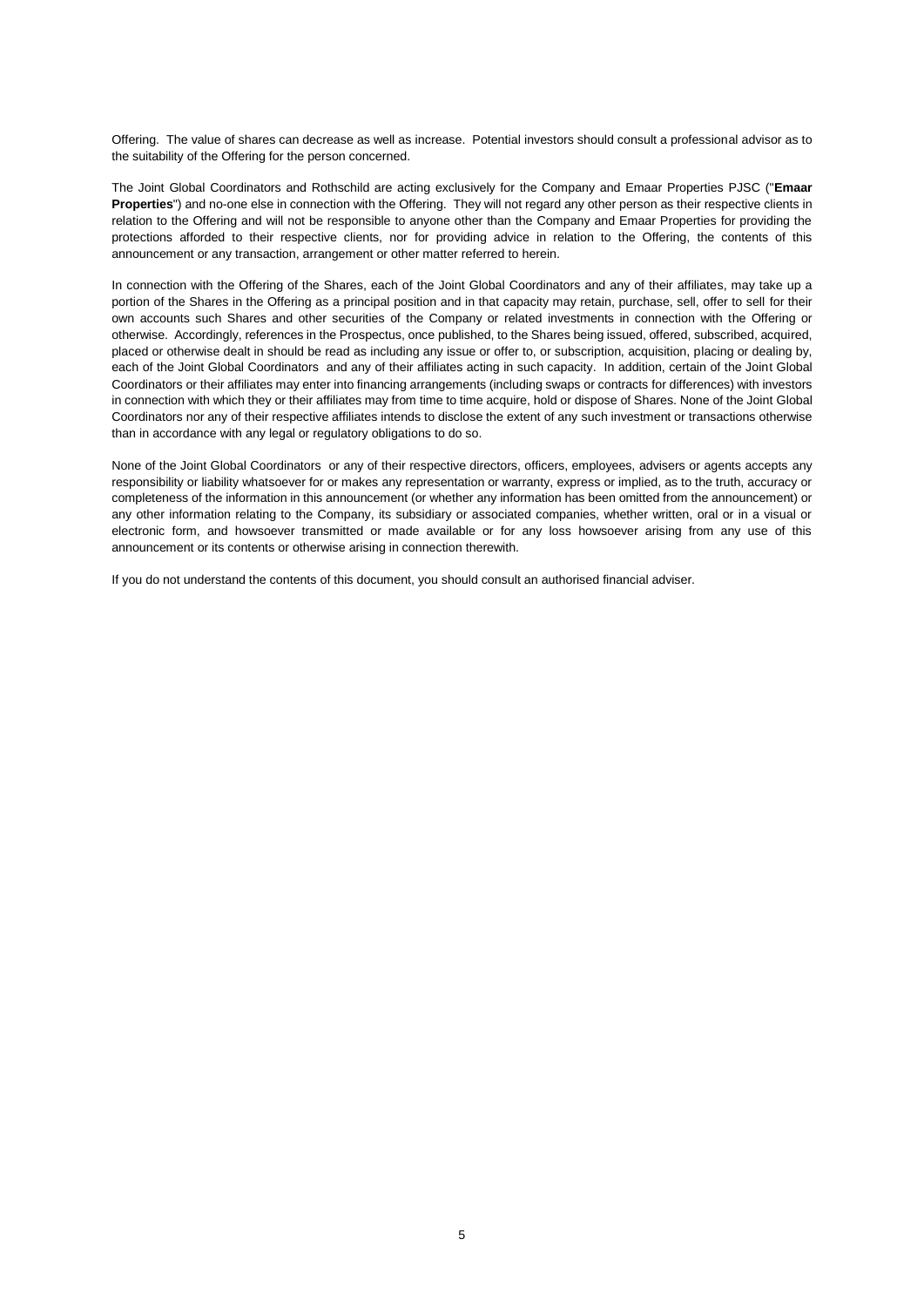Offering. The value of shares can decrease as well as increase. Potential investors should consult a professional advisor as to the suitability of the Offering for the person concerned.

The Joint Global Coordinators and Rothschild are acting exclusively for the Company and Emaar Properties PJSC ("**Emaar Properties**") and no-one else in connection with the Offering. They will not regard any other person as their respective clients in relation to the Offering and will not be responsible to anyone other than the Company and Emaar Properties for providing the protections afforded to their respective clients, nor for providing advice in relation to the Offering, the contents of this announcement or any transaction, arrangement or other matter referred to herein.

In connection with the Offering of the Shares, each of the Joint Global Coordinators and any of their affiliates, may take up a portion of the Shares in the Offering as a principal position and in that capacity may retain, purchase, sell, offer to sell for their own accounts such Shares and other securities of the Company or related investments in connection with the Offering or otherwise. Accordingly, references in the Prospectus, once published, to the Shares being issued, offered, subscribed, acquired, placed or otherwise dealt in should be read as including any issue or offer to, or subscription, acquisition, placing or dealing by, each of the Joint Global Coordinators and any of their affiliates acting in such capacity. In addition, certain of the Joint Global Coordinators or their affiliates may enter into financing arrangements (including swaps or contracts for differences) with investors in connection with which they or their affiliates may from time to time acquire, hold or dispose of Shares. None of the Joint Global Coordinators nor any of their respective affiliates intends to disclose the extent of any such investment or transactions otherwise than in accordance with any legal or regulatory obligations to do so.

None of the Joint Global Coordinators or any of their respective directors, officers, employees, advisers or agents accepts any responsibility or liability whatsoever for or makes any representation or warranty, express or implied, as to the truth, accuracy or completeness of the information in this announcement (or whether any information has been omitted from the announcement) or any other information relating to the Company, its subsidiary or associated companies, whether written, oral or in a visual or electronic form, and howsoever transmitted or made available or for any loss howsoever arising from any use of this announcement or its contents or otherwise arising in connection therewith.

If you do not understand the contents of this document, you should consult an authorised financial adviser.